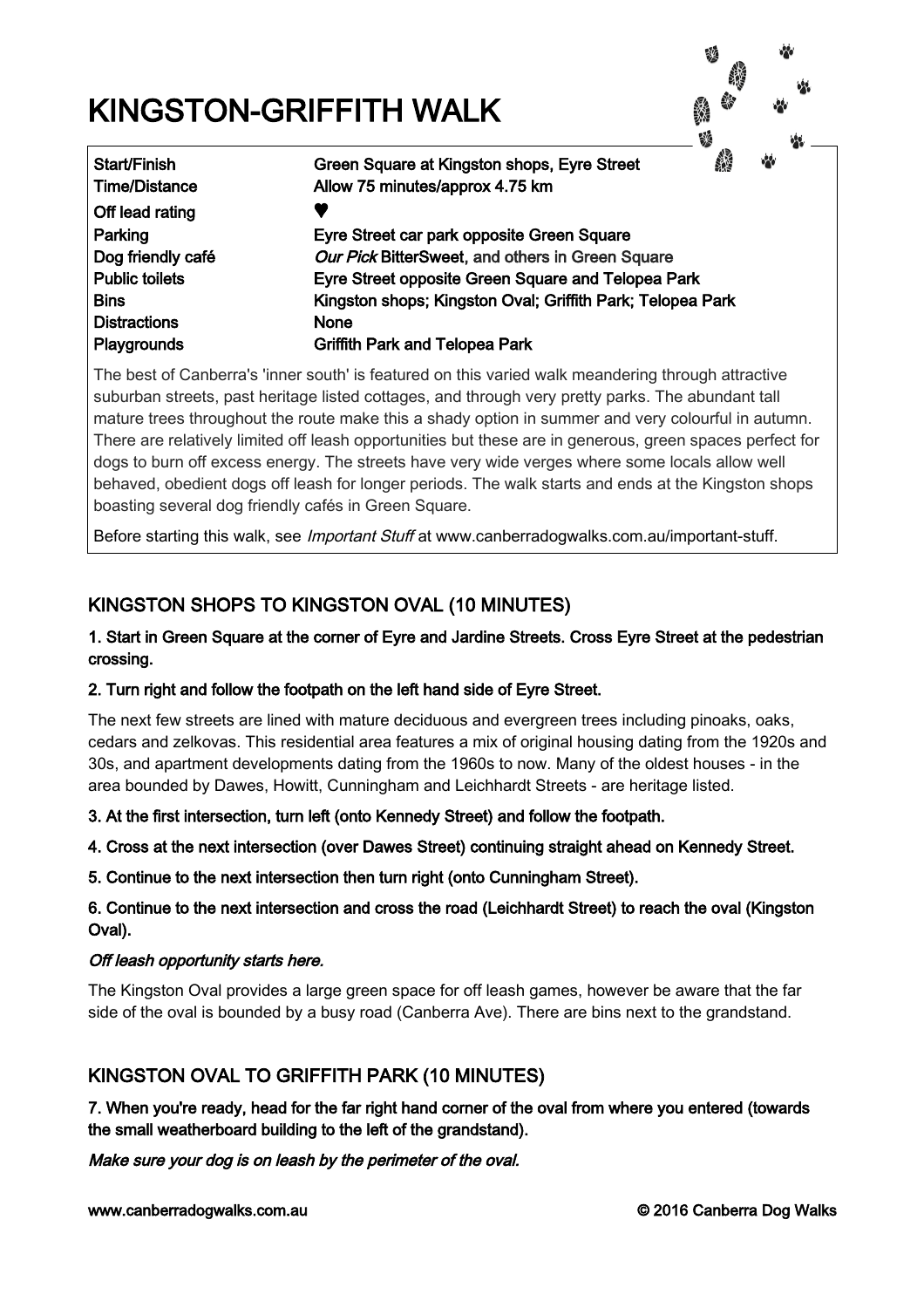# KINGSTON-GRIFFITH WALK

| | |
|---|---|
| Start/Finish | Green Square at Kingston shops, Eyre Street |
| Time/Distance | Allow 75 minutes/approx 4.75 km |
| Off lead rating | ♥ |
| Parking | Eyre Street car park opposite Green Square |
| Dog friendly café | *Our Pick* BitterSweet, and others in Green Square |
| Public toilets | Eyre Street opposite Green Square and Telopea Park |
| Bins | Kingston shops; Kingston Oval; Griffith Park; Telopea Park |
| Distractions | None |
| Playgrounds | Griffith Park and Telopea Park |

The best of Canberra's 'inner south' is featured on this varied walk meandering through attractive suburban streets, past heritage listed cottages, and through very pretty parks. The abundant tall mature trees throughout the route make this a shady option in summer and very colourful in autumn. There are relatively limited off leash opportunities but these are in generous, green spaces perfect for dogs to burn off excess energy. The streets have very wide verges where some locals allow well behaved, obedient dogs off leash for longer periods. The walk starts and ends at the Kingston shops boasting several dog friendly cafés in Green Square.

Before starting this walk, see *Important Stuff* at www.canberradogwalks.com.au/important-stuff.

## KINGSTON SHOPS TO KINGSTON OVAL (10 MINUTES)

**1. Start in Green Square at the corner of Eyre and Jardine Streets. Cross Eyre Street at the pedestrian crossing.**

**2. Turn right and follow the footpath on the left hand side of Eyre Street.**

The next few streets are lined with mature deciduous and evergreen trees including pinoaks, oaks, cedars and zelkovas. This residential area features a mix of original housing dating from the 1920s and 30s, and apartment developments dating from the 1960s to now. Many of the oldest houses - in the area bounded by Dawes, Howitt, Cunningham and Leichhardt Streets - are heritage listed.

**3. At the first intersection, turn left (onto Kennedy Street) and follow the footpath.**

**4. Cross at the next intersection (over Dawes Street) continuing straight ahead on Kennedy Street.**

**5. Continue to the next intersection then turn right (onto Cunningham Street).**

**6. Continue to the next intersection and cross the road (Leichhardt Street) to reach the oval (Kingston Oval).**

***Off leash opportunity starts here.***

The Kingston Oval provides a large green space for off leash games, however be aware that the far side of the oval is bounded by a busy road (Canberra Ave). There are bins next to the grandstand.

## KINGSTON OVAL TO GRIFFITH PARK (10 MINUTES)

**7. When you're ready, head for the far right hand corner of the oval from where you entered (towards the small weatherboard building to the left of the grandstand).**

***Make sure your dog is on leash by the perimeter of the oval.***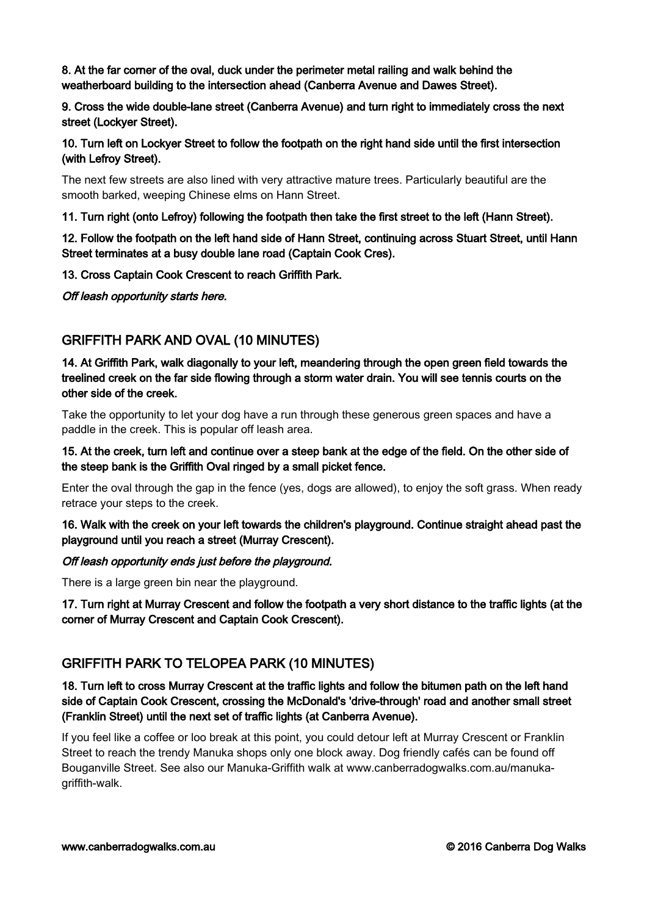**8. At the far corner of the oval, duck under the perimeter metal railing and walk behind the weatherboard building to the intersection ahead (Canberra Avenue and Dawes Street).**

**9. Cross the wide double-lane street (Canberra Avenue) and turn right to immediately cross the next street (Lockyer Street).**

**10. Turn left on Lockyer Street to follow the footpath on the right hand side until the first intersection (with Lefroy Street).**

The next few streets are also lined with very attractive mature trees. Particularly beautiful are the smooth barked, weeping Chinese elms on Hann Street.

**11. Turn right (onto Lefroy) following the footpath then take the first street to the left (Hann Street).**

**12. Follow the footpath on the left hand side of Hann Street, continuing across Stuart Street, until Hann Street terminates at a busy double lane road (Captain Cook Cres).**

**13. Cross Captain Cook Crescent to reach Griffith Park.**

***Off leash opportunity starts here.***

## GRIFFITH PARK AND OVAL (10 MINUTES)

**14. At Griffith Park, walk diagonally to your left, meandering through the open green field towards the treelined creek on the far side flowing through a storm water drain. You will see tennis courts on the other side of the creek.**

Take the opportunity to let your dog have a run through these generous green spaces and have a paddle in the creek. This is popular off leash area.

**15. At the creek, turn left and continue over a steep bank at the edge of the field. On the other side of the steep bank is the Griffith Oval ringed by a small picket fence.**

Enter the oval through the gap in the fence (yes, dogs are allowed), to enjoy the soft grass. When ready retrace your steps to the creek.

**16. Walk with the creek on your left towards the children's playground. Continue straight ahead past the playground until you reach a street (Murray Crescent).**

***Off leash opportunity ends just before the playground.***

There is a large green bin near the playground.

**17. Turn right at Murray Crescent and follow the footpath a very short distance to the traffic lights (at the corner of Murray Crescent and Captain Cook Crescent).**

## GRIFFITH PARK TO TELOPEA PARK (10 MINUTES)

**18. Turn left to cross Murray Crescent at the traffic lights and follow the bitumen path on the left hand side of Captain Cook Crescent, crossing the McDonald's 'drive-through' road and another small street (Franklin Street) until the next set of traffic lights (at Canberra Avenue).**

If you feel like a coffee or loo break at this point, you could detour left at Murray Crescent or Franklin Street to reach the trendy Manuka shops only one block away. Dog friendly cafés can be found off Bouganville Street. See also our Manuka-Griffith walk at www.canberradogwalks.com.au/manuka-griffith-walk.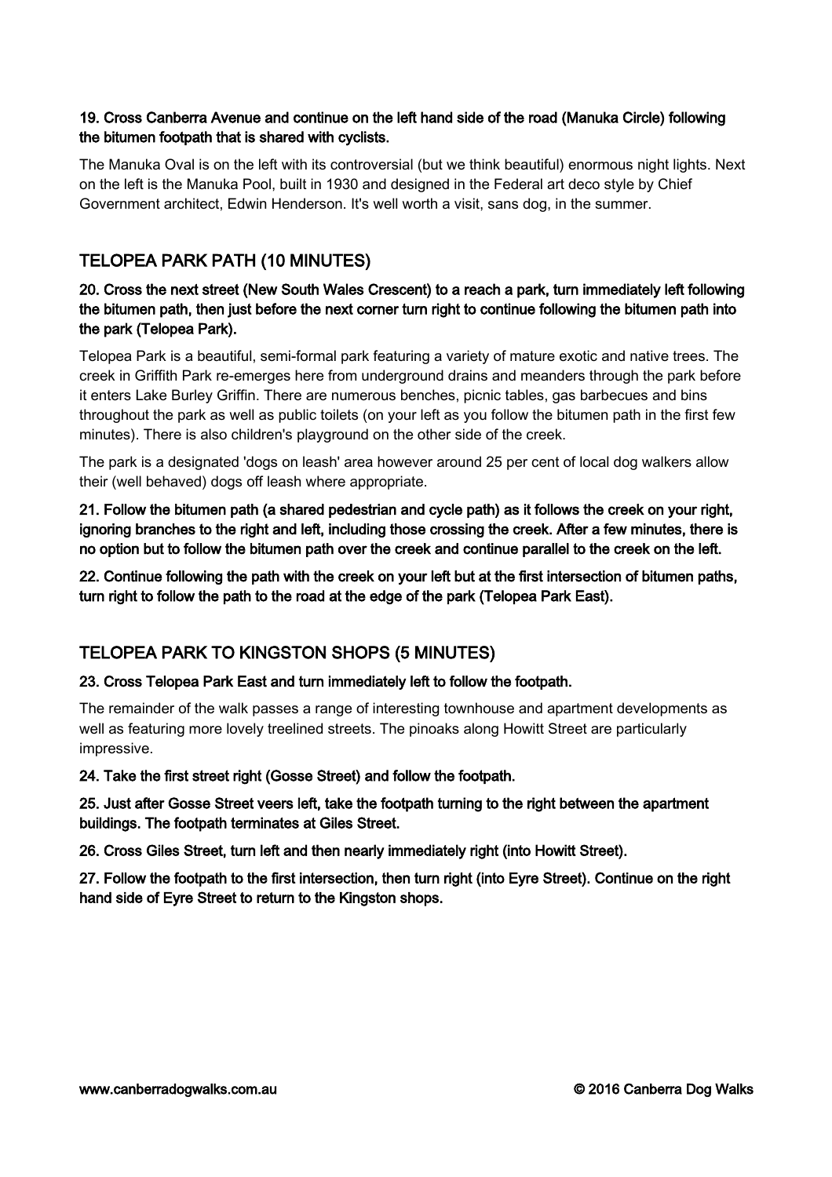**19. Cross Canberra Avenue and continue on the left hand side of the road (Manuka Circle) following the bitumen footpath that is shared with cyclists.**

The Manuka Oval is on the left with its controversial (but we think beautiful) enormous night lights. Next on the left is the Manuka Pool, built in 1930 and designed in the Federal art deco style by Chief Government architect, Edwin Henderson. It's well worth a visit, sans dog, in the summer.

## TELOPEA PARK PATH (10 MINUTES)

**20. Cross the next street (New South Wales Crescent) to a reach a park, turn immediately left following the bitumen path, then just before the next corner turn right to continue following the bitumen path into the park (Telopea Park).**

Telopea Park is a beautiful, semi-formal park featuring a variety of mature exotic and native trees. The creek in Griffith Park re-emerges here from underground drains and meanders through the park before it enters Lake Burley Griffin. There are numerous benches, picnic tables, gas barbecues and bins throughout the park as well as public toilets (on your left as you follow the bitumen path in the first few minutes). There is also children's playground on the other side of the creek.

The park is a designated 'dogs on leash' area however around 25 per cent of local dog walkers allow their (well behaved) dogs off leash where appropriate.

**21. Follow the bitumen path (a shared pedestrian and cycle path) as it follows the creek on your right, ignoring branches to the right and left, including those crossing the creek. After a few minutes, there is no option but to follow the bitumen path over the creek and continue parallel to the creek on the left.**

**22. Continue following the path with the creek on your left but at the first intersection of bitumen paths, turn right to follow the path to the road at the edge of the park (Telopea Park East).**

## TELOPEA PARK TO KINGSTON SHOPS (5 MINUTES)

**23. Cross Telopea Park East and turn immediately left to follow the footpath.**

The remainder of the walk passes a range of interesting townhouse and apartment developments as well as featuring more lovely treelined streets. The pinoaks along Howitt Street are particularly impressive.

**24. Take the first street right (Gosse Street) and follow the footpath.**

**25. Just after Gosse Street veers left, take the footpath turning to the right between the apartment buildings. The footpath terminates at Giles Street.**

**26. Cross Giles Street, turn left and then nearly immediately right (into Howitt Street).**

**27. Follow the footpath to the first intersection, then turn right (into Eyre Street). Continue on the right hand side of Eyre Street to return to the Kingston shops.**